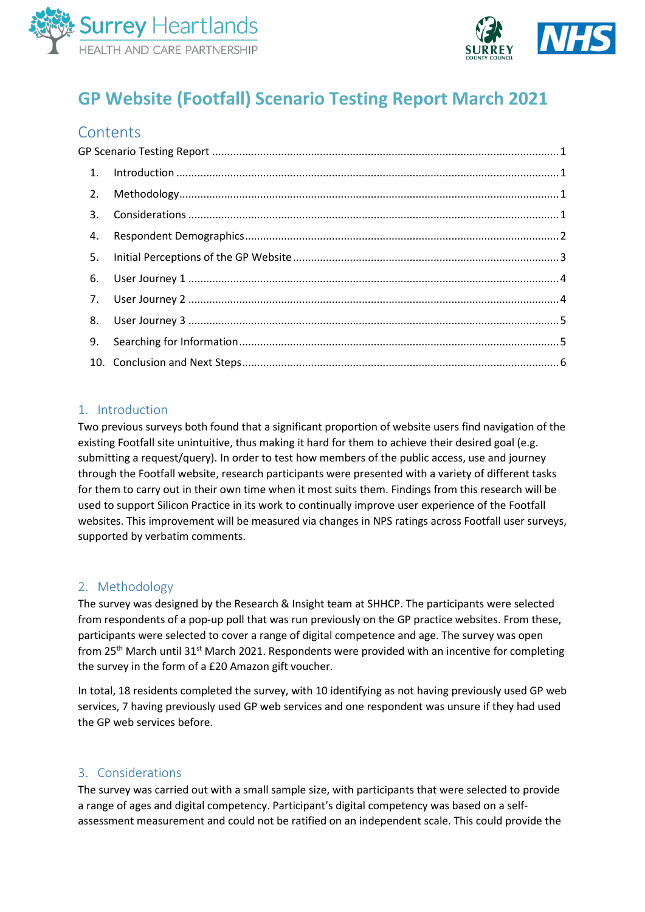# GP Website (Footfall) Scenario Testing Report March 2021

## Contents

GP Scenario Testing Report ..... 1

1. Introduction ..... 1
2. Methodology ..... 1
3. Considerations ..... 1
4. Respondent Demographics ..... 2
5. Initial Perceptions of the GP Website ..... 3
6. User Journey 1 ..... 4
7. User Journey 2 ..... 4
8. User Journey 3 ..... 5
9. Searching for Information ..... 5
10. Conclusion and Next Steps ..... 6

## 1. Introduction

Two previous surveys both found that a significant proportion of website users find navigation of the existing Footfall site unintuitive, thus making it hard for them to achieve their desired goal (e.g. submitting a request/query). In order to test how members of the public access, use and journey through the Footfall website, research participants were presented with a variety of different tasks for them to carry out in their own time when it most suits them. Findings from this research will be used to support Silicon Practice in its work to continually improve user experience of the Footfall websites. This improvement will be measured via changes in NPS ratings across Footfall user surveys, supported by verbatim comments.

## 2. Methodology

The survey was designed by the Research & Insight team at SHHCP. The participants were selected from respondents of a pop-up poll that was run previously on the GP practice websites. From these, participants were selected to cover a range of digital competence and age. The survey was open from 25th March until 31st March 2021. Respondents were provided with an incentive for completing the survey in the form of a £20 Amazon gift voucher.

In total, 18 residents completed the survey, with 10 identifying as not having previously used GP web services, 7 having previously used GP web services and one respondent was unsure if they had used the GP web services before.

## 3. Considerations

The survey was carried out with a small sample size, with participants that were selected to provide a range of ages and digital competency. Participant's digital competency was based on a self-assessment measurement and could not be ratified on an independent scale. This could provide the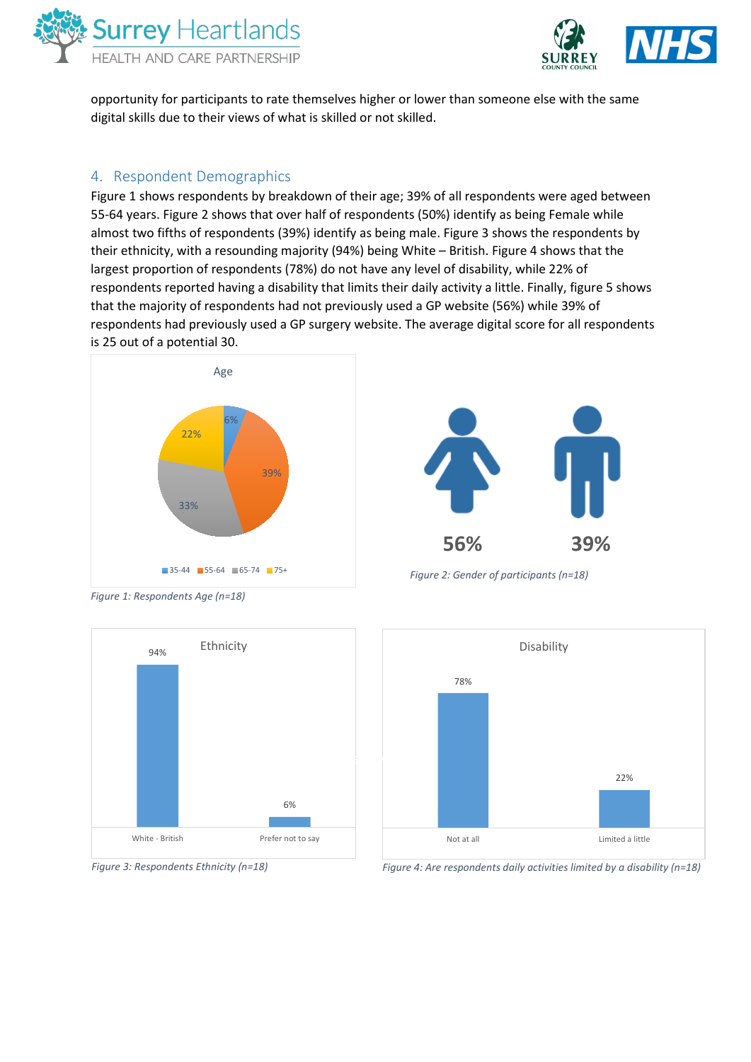opportunity for participants to rate themselves higher or lower than someone else with the same digital skills due to their views of what is skilled or not skilled.

## 4. Respondent Demographics

Figure 1 shows respondents by breakdown of their age; 39% of all respondents were aged between 55-64 years. Figure 2 shows that over half of respondents (50%) identify as being Female while almost two fifths of respondents (39%) identify as being male. Figure 3 shows the respondents by their ethnicity, with a resounding majority (94%) being White – British. Figure 4 shows that the largest proportion of respondents (78%) do not have any level of disability, while 22% of respondents reported having a disability that limits their daily activity a little. Finally, figure 5 shows that the majority of respondents had not previously used a GP website (56%) while 39% of respondents had previously used a GP surgery website. The average digital score for all respondents is 25 out of a potential 30.

| Age | % |
|---|---|
| 35-44 | 6% |
| 55-64 | 39% |
| 65-74 | 33% |
| 75+ | 22% |

*Figure 1: Respondents Age (n=18)*

| Female | Male |
|---|---|
| 56% | 39% |

*Figure 2: Gender of participants (n=18)*

| Ethnicity | % |
|---|---|
| White - British | 94% |
| Prefer not to say | 6% |

*Figure 3: Respondents Ethnicity (n=18)*

| Disability | % |
|---|---|
| Not at all | 78% |
| Limited a little | 22% |

*Figure 4: Are respondents daily activities limited by a disability (n=18)*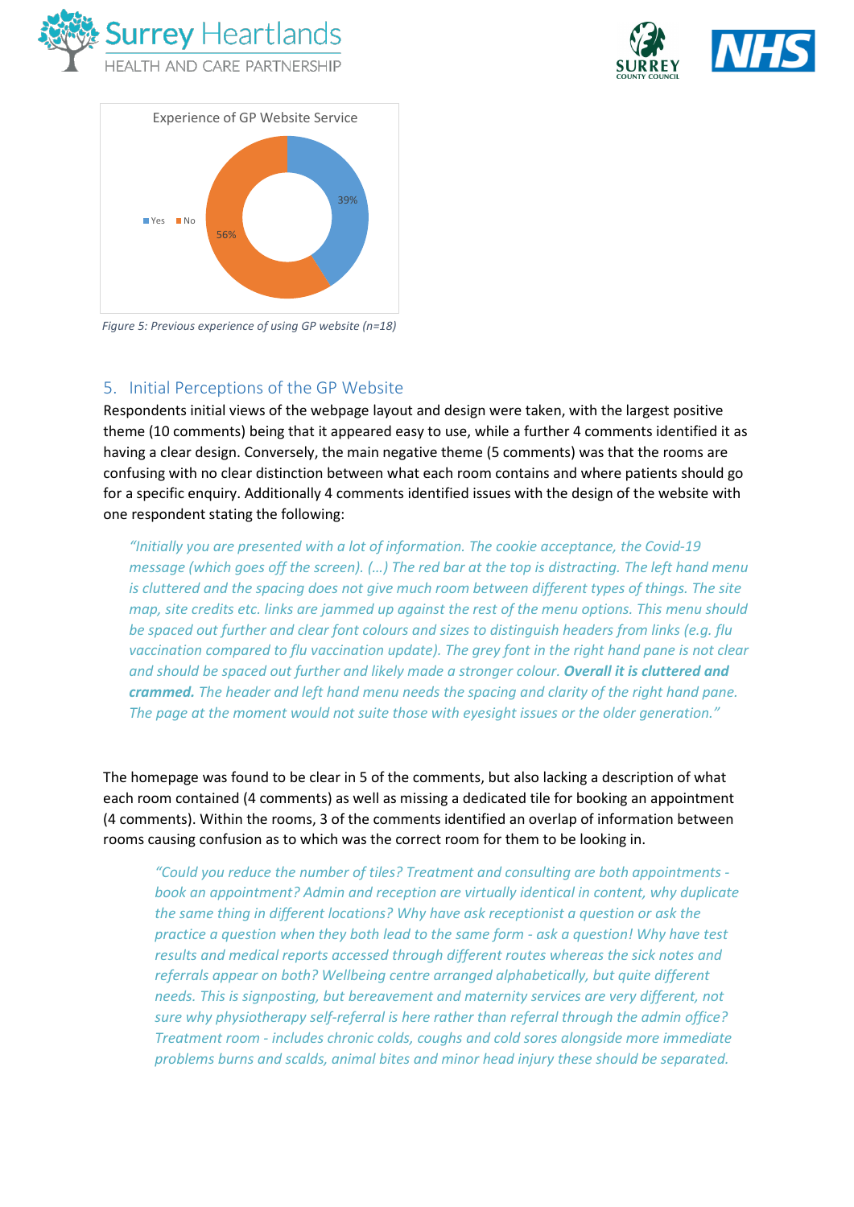Experience of GP Website Service

Yes: 39%
No: 56%

*Figure 5: Previous experience of using GP website (n=18)*

## 5. Initial Perceptions of the GP Website

Respondents initial views of the webpage layout and design were taken, with the largest positive theme (10 comments) being that it appeared easy to use, while a further 4 comments identified it as having a clear design. Conversely, the main negative theme (5 comments) was that the rooms are confusing with no clear distinction between what each room contains and where patients should go for a specific enquiry. Additionally 4 comments identified issues with the design of the website with one respondent stating the following:

> *"Initially you are presented with a lot of information. The cookie acceptance, the Covid-19 message (which goes off the screen). (…) The red bar at the top is distracting. The left hand menu is cluttered and the spacing does not give much room between different types of things. The site map, site credits etc. links are jammed up against the rest of the menu options. This menu should be spaced out further and clear font colours and sizes to distinguish headers from links (e.g. flu vaccination compared to flu vaccination update). The grey font in the right hand pane is not clear and should be spaced out further and likely made a stronger colour.* ***Overall it is cluttered and crammed.*** *The header and left hand menu needs the spacing and clarity of the right hand pane. The page at the moment would not suite those with eyesight issues or the older generation."*

The homepage was found to be clear in 5 of the comments, but also lacking a description of what each room contained (4 comments) as well as missing a dedicated tile for booking an appointment (4 comments). Within the rooms, 3 of the comments identified an overlap of information between rooms causing confusion as to which was the correct room for them to be looking in.

> *"Could you reduce the number of tiles? Treatment and consulting are both appointments - book an appointment? Admin and reception are virtually identical in content, why duplicate the same thing in different locations? Why have ask receptionist a question or ask the practice a question when they both lead to the same form - ask a question! Why have test results and medical reports accessed through different routes whereas the sick notes and referrals appear on both? Wellbeing centre arranged alphabetically, but quite different needs. This is signposting, but bereavement and maternity services are very different, not sure why physiotherapy self-referral is here rather than referral through the admin office? Treatment room - includes chronic colds, coughs and cold sores alongside more immediate problems burns and scalds, animal bites and minor head injury these should be separated.*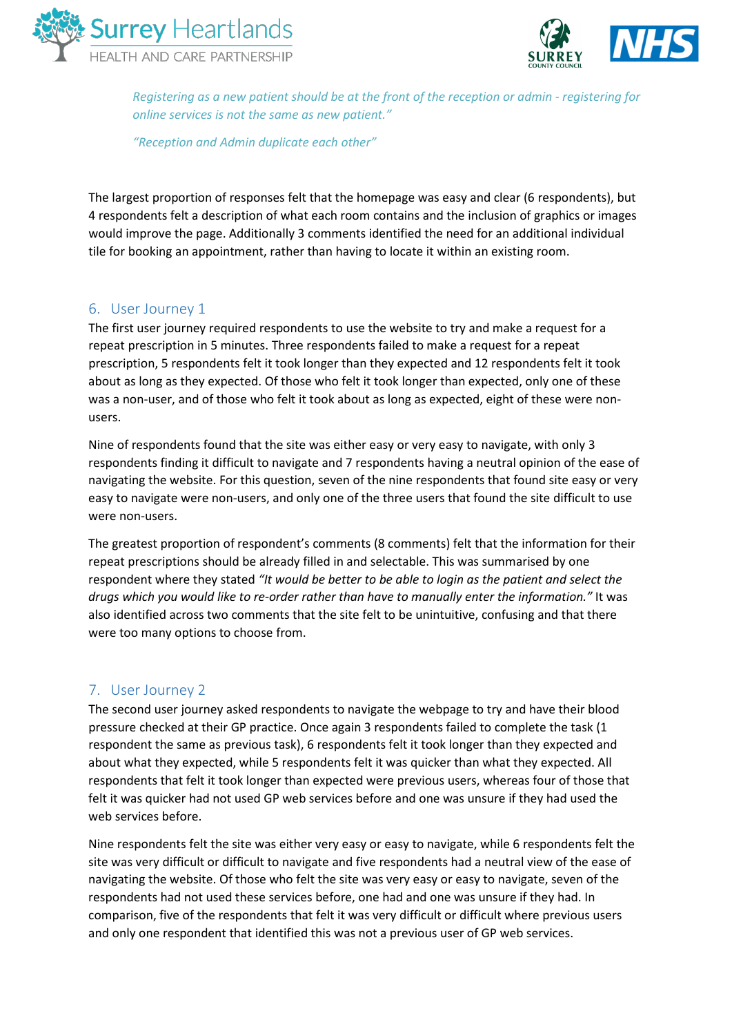*Registering as a new patient should be at the front of the reception or admin - registering for online services is not the same as new patient."*

*"Reception and Admin duplicate each other"*

The largest proportion of responses felt that the homepage was easy and clear (6 respondents), but 4 respondents felt a description of what each room contains and the inclusion of graphics or images would improve the page. Additionally 3 comments identified the need for an additional individual tile for booking an appointment, rather than having to locate it within an existing room.

## 6. User Journey 1

The first user journey required respondents to use the website to try and make a request for a repeat prescription in 5 minutes. Three respondents failed to make a request for a repeat prescription, 5 respondents felt it took longer than they expected and 12 respondents felt it took about as long as they expected. Of those who felt it took longer than expected, only one of these was a non-user, and of those who felt it took about as long as expected, eight of these were non-users.

Nine of respondents found that the site was either easy or very easy to navigate, with only 3 respondents finding it difficult to navigate and 7 respondents having a neutral opinion of the ease of navigating the website. For this question, seven of the nine respondents that found site easy or very easy to navigate were non-users, and only one of the three users that found the site difficult to use were non-users.

The greatest proportion of respondent's comments (8 comments) felt that the information for their repeat prescriptions should be already filled in and selectable. This was summarised by one respondent where they stated *"It would be better to be able to login as the patient and select the drugs which you would like to re-order rather than have to manually enter the information."* It was also identified across two comments that the site felt to be unintuitive, confusing and that there were too many options to choose from.

## 7. User Journey 2

The second user journey asked respondents to navigate the webpage to try and have their blood pressure checked at their GP practice. Once again 3 respondents failed to complete the task (1 respondent the same as previous task), 6 respondents felt it took longer than they expected and about what they expected, while 5 respondents felt it was quicker than what they expected. All respondents that felt it took longer than expected were previous users, whereas four of those that felt it was quicker had not used GP web services before and one was unsure if they had used the web services before.

Nine respondents felt the site was either very easy or easy to navigate, while 6 respondents felt the site was very difficult or difficult to navigate and five respondents had a neutral view of the ease of navigating the website. Of those who felt the site was very easy or easy to navigate, seven of the respondents had not used these services before, one had and one was unsure if they had. In comparison, five of the respondents that felt it was very difficult or difficult where previous users and only one respondent that identified this was not a previous user of GP web services.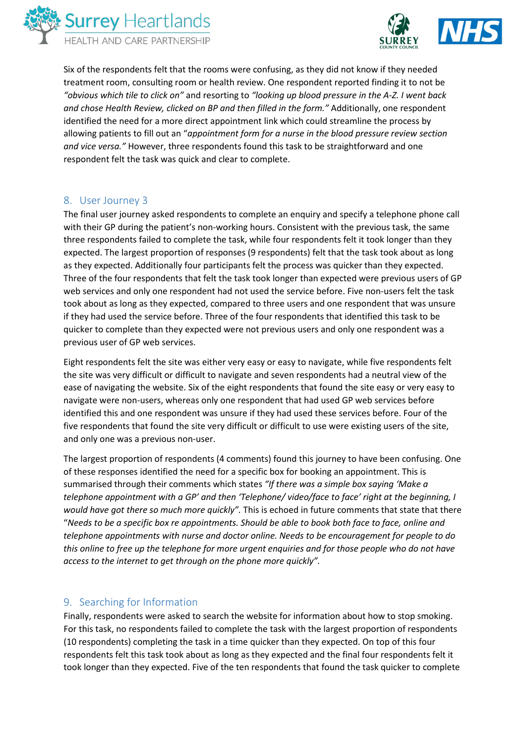Six of the respondents felt that the rooms were confusing, as they did not know if they needed treatment room, consulting room or health review. One respondent reported finding it to not be *"obvious which tile to click on"* and resorting to *"looking up blood pressure in the A-Z. I went back and chose Health Review, clicked on BP and then filled in the form."* Additionally, one respondent identified the need for a more direct appointment link which could streamline the process by allowing patients to fill out an "*appointment form for a nurse in the blood pressure review section and vice versa."* However, three respondents found this task to be straightforward and one respondent felt the task was quick and clear to complete.

## 8. User Journey 3

The final user journey asked respondents to complete an enquiry and specify a telephone phone call with their GP during the patient's non-working hours. Consistent with the previous task, the same three respondents failed to complete the task, while four respondents felt it took longer than they expected. The largest proportion of responses (9 respondents) felt that the task took about as long as they expected. Additionally four participants felt the process was quicker than they expected. Three of the four respondents that felt the task took longer than expected were previous users of GP web services and only one respondent had not used the service before. Five non-users felt the task took about as long as they expected, compared to three users and one respondent that was unsure if they had used the service before. Three of the four respondents that identified this task to be quicker to complete than they expected were not previous users and only one respondent was a previous user of GP web services.

Eight respondents felt the site was either very easy or easy to navigate, while five respondents felt the site was very difficult or difficult to navigate and seven respondents had a neutral view of the ease of navigating the website. Six of the eight respondents that found the site easy or very easy to navigate were non-users, whereas only one respondent that had used GP web services before identified this and one respondent was unsure if they had used these services before. Four of the five respondents that found the site very difficult or difficult to use were existing users of the site, and only one was a previous non-user.

The largest proportion of respondents (4 comments) found this journey to have been confusing. One of these responses identified the need for a specific box for booking an appointment. This is summarised through their comments which states *"If there was a simple box saying 'Make a telephone appointment with a GP' and then 'Telephone/ video/face to face' right at the beginning, I would have got there so much more quickly"*. This is echoed in future comments that state that there "*Needs to be a specific box re appointments. Should be able to book both face to face, online and telephone appointments with nurse and doctor online. Needs to be encouragement for people to do this online to free up the telephone for more urgent enquiries and for those people who do not have access to the internet to get through on the phone more quickly"*.

## 9. Searching for Information

Finally, respondents were asked to search the website for information about how to stop smoking. For this task, no respondents failed to complete the task with the largest proportion of respondents (10 respondents) completing the task in a time quicker than they expected. On top of this four respondents felt this task took about as long as they expected and the final four respondents felt it took longer than they expected. Five of the ten respondents that found the task quicker to complete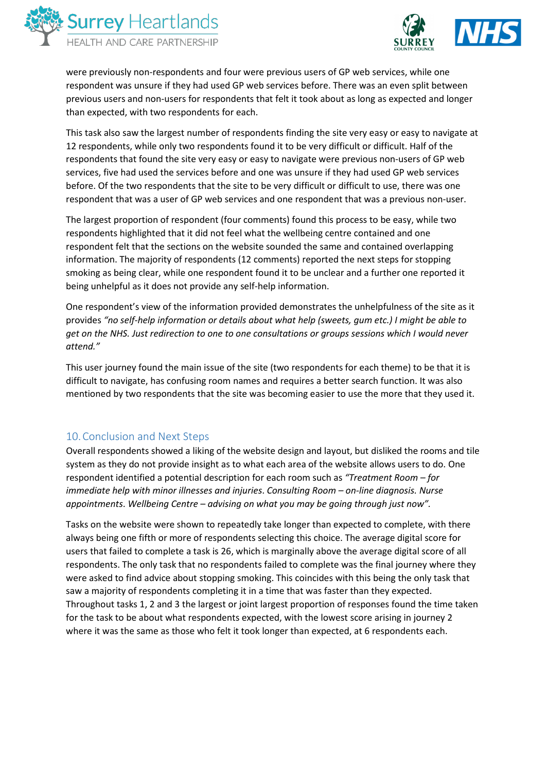were previously non-respondents and four were previous users of GP web services, while one respondent was unsure if they had used GP web services before. There was an even split between previous users and non-users for respondents that felt it took about as long as expected and longer than expected, with two respondents for each.

This task also saw the largest number of respondents finding the site very easy or easy to navigate at 12 respondents, while only two respondents found it to be very difficult or difficult. Half of the respondents that found the site very easy or easy to navigate were previous non-users of GP web services, five had used the services before and one was unsure if they had used GP web services before. Of the two respondents that the site to be very difficult or difficult to use, there was one respondent that was a user of GP web services and one respondent that was a previous non-user.

The largest proportion of respondent (four comments) found this process to be easy, while two respondents highlighted that it did not feel what the wellbeing centre contained and one respondent felt that the sections on the website sounded the same and contained overlapping information. The majority of respondents (12 comments) reported the next steps for stopping smoking as being clear, while one respondent found it to be unclear and a further one reported it being unhelpful as it does not provide any self-help information.

One respondent's view of the information provided demonstrates the unhelpfulness of the site as it provides *"no self-help information or details about what help (sweets, gum etc.) I might be able to get on the NHS. Just redirection to one to one consultations or groups sessions which I would never attend."*

This user journey found the main issue of the site (two respondents for each theme) to be that it is difficult to navigate, has confusing room names and requires a better search function. It was also mentioned by two respondents that the site was becoming easier to use the more that they used it.

## 10. Conclusion and Next Steps

Overall respondents showed a liking of the website design and layout, but disliked the rooms and tile system as they do not provide insight as to what each area of the website allows users to do. One respondent identified a potential description for each room such as *"Treatment Room – for immediate help with minor illnesses and injuries. Consulting Room – on-line diagnosis. Nurse appointments. Wellbeing Centre – advising on what you may be going through just now".*

Tasks on the website were shown to repeatedly take longer than expected to complete, with there always being one fifth or more of respondents selecting this choice. The average digital score for users that failed to complete a task is 26, which is marginally above the average digital score of all respondents. The only task that no respondents failed to complete was the final journey where they were asked to find advice about stopping smoking. This coincides with this being the only task that saw a majority of respondents completing it in a time that was faster than they expected. Throughout tasks 1, 2 and 3 the largest or joint largest proportion of responses found the time taken for the task to be about what respondents expected, with the lowest score arising in journey 2 where it was the same as those who felt it took longer than expected, at 6 respondents each.